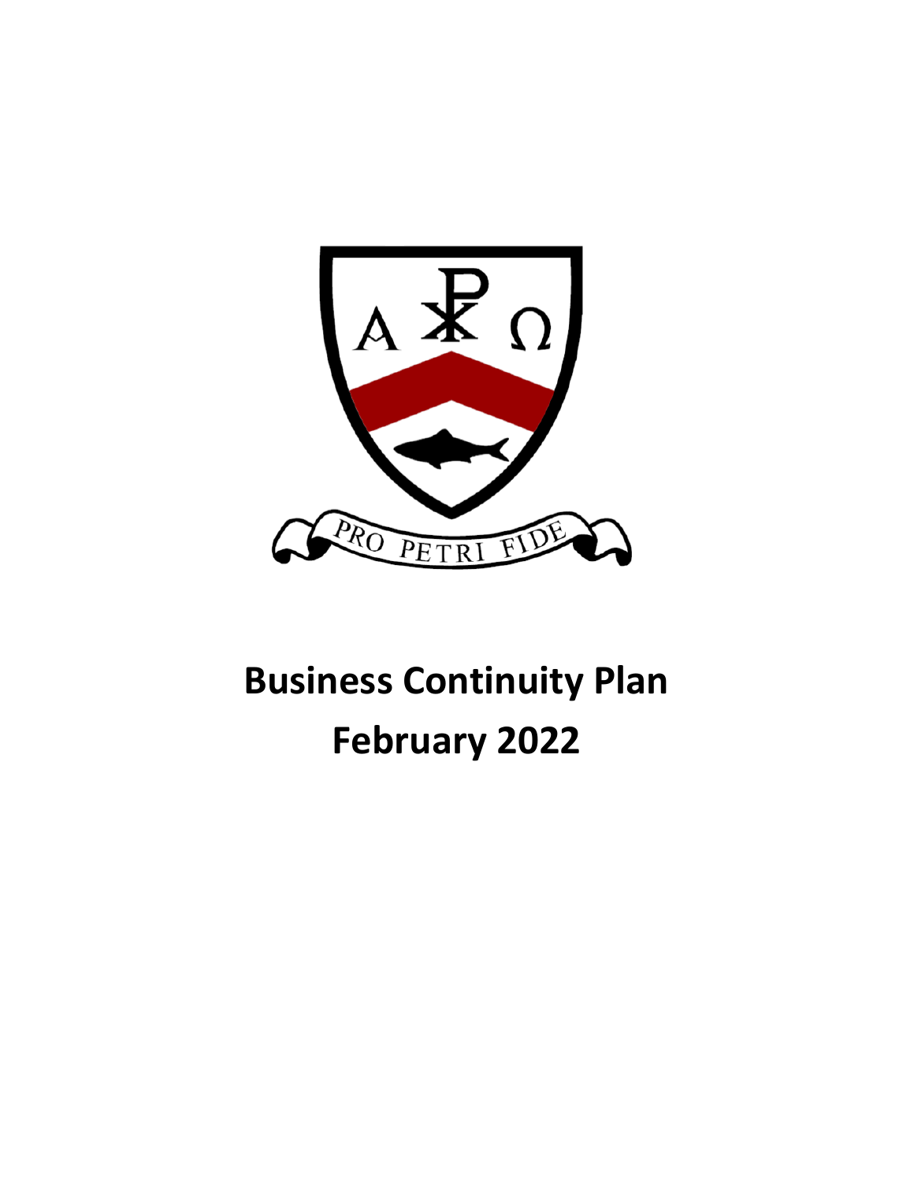# Business Continuity Plan

# February 2022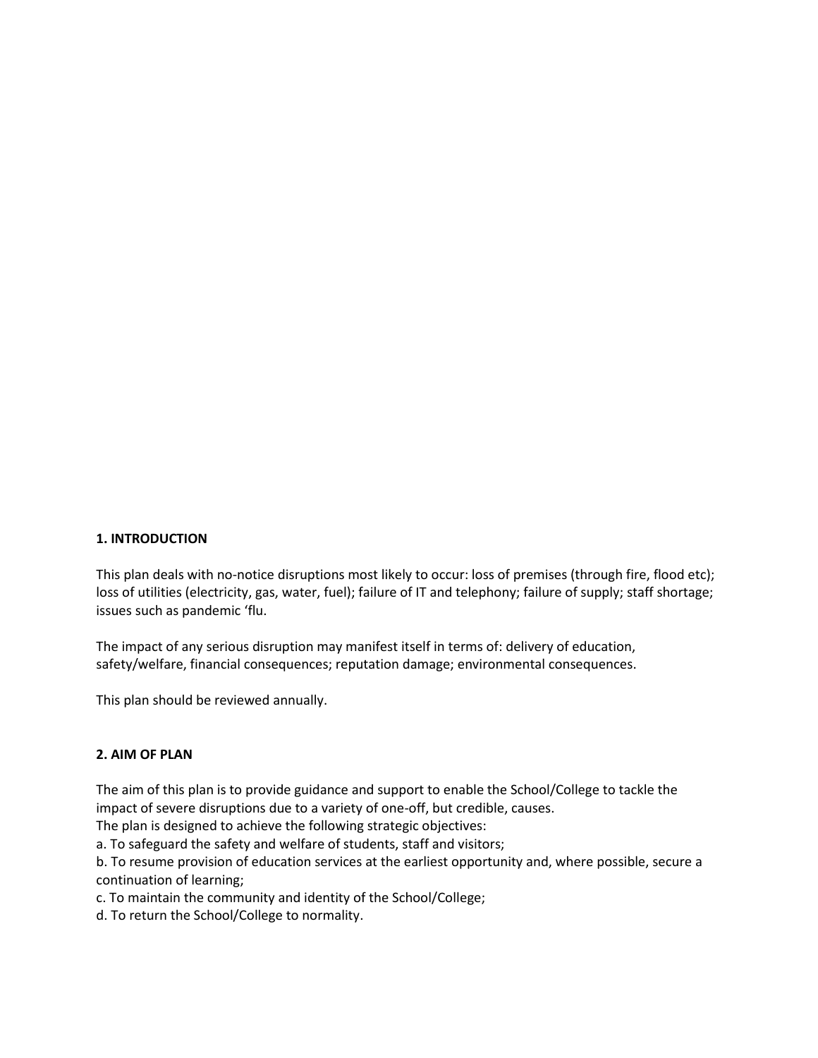## 1. INTRODUCTION

This plan deals with no-notice disruptions most likely to occur: loss of premises (through fire, flood etc); loss of utilities (electricity, gas, water, fuel); failure of IT and telephony; failure of supply; staff shortage; issues such as pandemic 'flu.

The impact of any serious disruption may manifest itself in terms of: delivery of education, safety/welfare, financial consequences; reputation damage; environmental consequences.

This plan should be reviewed annually.

## 2. AIM OF PLAN

The aim of this plan is to provide guidance and support to enable the School/College to tackle the impact of severe disruptions due to a variety of one-off, but credible, causes.
The plan is designed to achieve the following strategic objectives:

a. To safeguard the safety and welfare of students, staff and visitors;

b. To resume provision of education services at the earliest opportunity and, where possible, secure a continuation of learning;

c. To maintain the community and identity of the School/College;

d. To return the School/College to normality.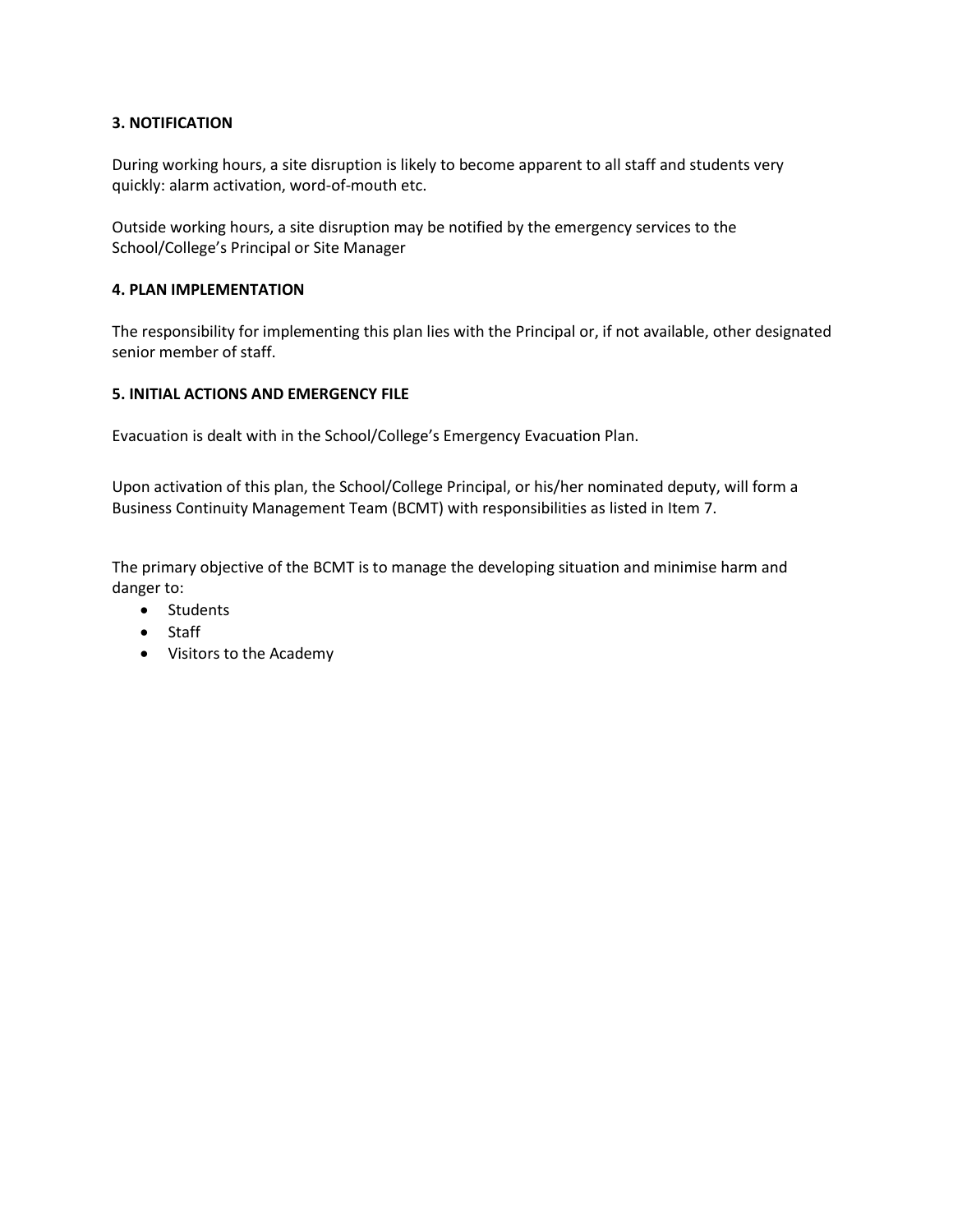**3. NOTIFICATION**

During working hours, a site disruption is likely to become apparent to all staff and students very quickly: alarm activation, word-of-mouth etc.

Outside working hours, a site disruption may be notified by the emergency services to the School/College's Principal or Site Manager

**4. PLAN IMPLEMENTATION**

The responsibility for implementing this plan lies with the Principal or, if not available, other designated senior member of staff.

**5. INITIAL ACTIONS AND EMERGENCY FILE**

Evacuation is dealt with in the School/College's Emergency Evacuation Plan.

Upon activation of this plan, the School/College Principal, or his/her nominated deputy, will form a Business Continuity Management Team (BCMT) with responsibilities as listed in Item 7.

The primary objective of the BCMT is to manage the developing situation and minimise harm and danger to:

- Students
- Staff
- Visitors to the Academy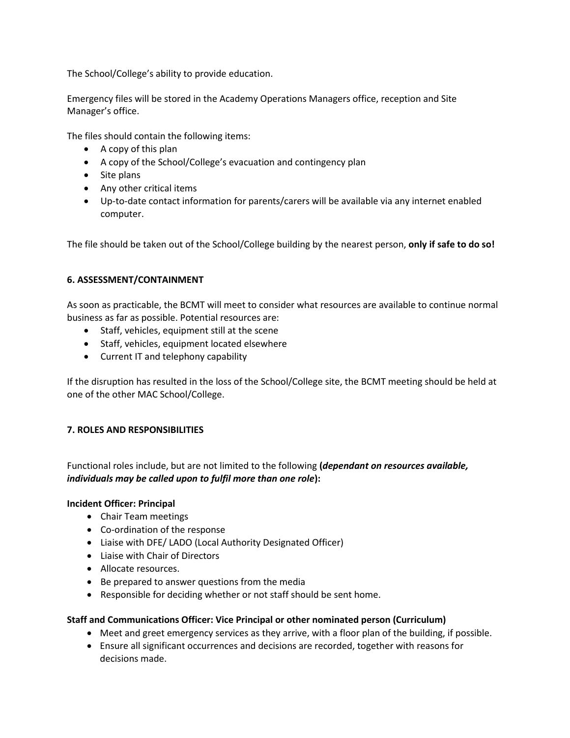The School/College's ability to provide education.

Emergency files will be stored in the Academy Operations Managers office, reception and Site Manager's office.

The files should contain the following items:

- A copy of this plan
- A copy of the School/College's evacuation and contingency plan
- Site plans
- Any other critical items
- Up-to-date contact information for parents/carers will be available via any internet enabled computer.

The file should be taken out of the School/College building by the nearest person, **only if safe to do so!**

## 6. ASSESSMENT/CONTAINMENT

As soon as practicable, the BCMT will meet to consider what resources are available to continue normal business as far as possible. Potential resources are:

- Staff, vehicles, equipment still at the scene
- Staff, vehicles, equipment located elsewhere
- Current IT and telephony capability

If the disruption has resulted in the loss of the School/College site, the BCMT meeting should be held at one of the other MAC School/College.

## 7. ROLES AND RESPONSIBILITIES

Functional roles include, but are not limited to the following **(*dependant on resources available, individuals may be called upon to fulfil more than one role*):**

**Incident Officer: Principal**

- Chair Team meetings
- Co-ordination of the response
- Liaise with DFE/ LADO (Local Authority Designated Officer)
- Liaise with Chair of Directors
- Allocate resources.
- Be prepared to answer questions from the media
- Responsible for deciding whether or not staff should be sent home.

**Staff and Communications Officer: Vice Principal or other nominated person (Curriculum)**

- Meet and greet emergency services as they arrive, with a floor plan of the building, if possible.
- Ensure all significant occurrences and decisions are recorded, together with reasons for decisions made.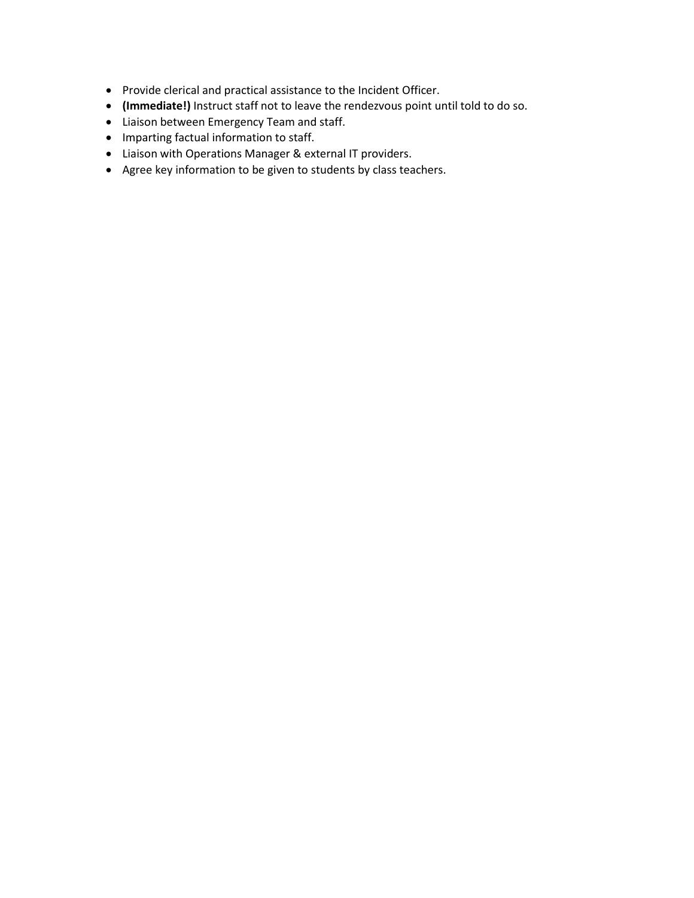- Provide clerical and practical assistance to the Incident Officer.
- **(Immediate!)** Instruct staff not to leave the rendezvous point until told to do so.
- Liaison between Emergency Team and staff.
- Imparting factual information to staff.
- Liaison with Operations Manager & external IT providers.
- Agree key information to be given to students by class teachers.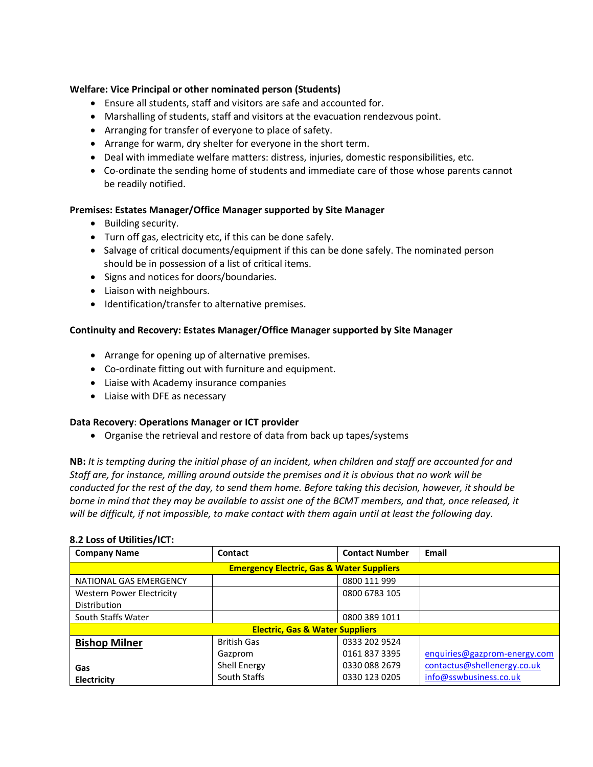**Welfare: Vice Principal or other nominated person (Students)**

- Ensure all students, staff and visitors are safe and accounted for.
- Marshalling of students, staff and visitors at the evacuation rendezvous point.
- Arranging for transfer of everyone to place of safety.
- Arrange for warm, dry shelter for everyone in the short term.
- Deal with immediate welfare matters: distress, injuries, domestic responsibilities, etc.
- Co-ordinate the sending home of students and immediate care of those whose parents cannot be readily notified.

**Premises: Estates Manager/Office Manager supported by Site Manager**

- Building security.
- Turn off gas, electricity etc, if this can be done safely.
- Salvage of critical documents/equipment if this can be done safely. The nominated person should be in possession of a list of critical items.
- Signs and notices for doors/boundaries.
- Liaison with neighbours.
- Identification/transfer to alternative premises.

**Continuity and Recovery: Estates Manager/Office Manager supported by Site Manager**

- Arrange for opening up of alternative premises.
- Co-ordinate fitting out with furniture and equipment.
- Liaise with Academy insurance companies
- Liaise with DFE as necessary

**Data Recovery**: **Operations Manager or ICT provider**

- Organise the retrieval and restore of data from back up tapes/systems

**NB:** *It is tempting during the initial phase of an incident, when children and staff are accounted for and Staff are, for instance, milling around outside the premises and it is obvious that no work will be conducted for the rest of the day, to send them home. Before taking this decision, however, it should be borne in mind that they may be available to assist one of the BCMT members, and that, once released, it will be difficult, if not impossible, to make contact with them again until at least the following day.*

**8.2 Loss of Utilities/ICT:**

| **Company Name** | **Contact** | **Contact Number** | **Email** |
|---|---|---|---|
| **Emergency Electric, Gas & Water Suppliers** | | | |
| NATIONAL GAS EMERGENCY | | 0800 111 999 | |
| Western Power Electricity Distribution | | 0800 6783 105 | |
| South Staffs Water | | 0800 389 1011 | |
| **Electric, Gas & Water Suppliers** | | | |
| **Bishop Milner**<br><br>**Gas**<br>**Electricity** | British Gas<br>Gazprom<br>Shell Energy<br>South Staffs | 0333 202 9524<br>0161 837 3395<br>0330 088 2679<br>0330 123 0205 | <br>enquiries@gazprom-energy.com<br>contactus@shellenergy.co.uk<br>info@sswbusiness.co.uk |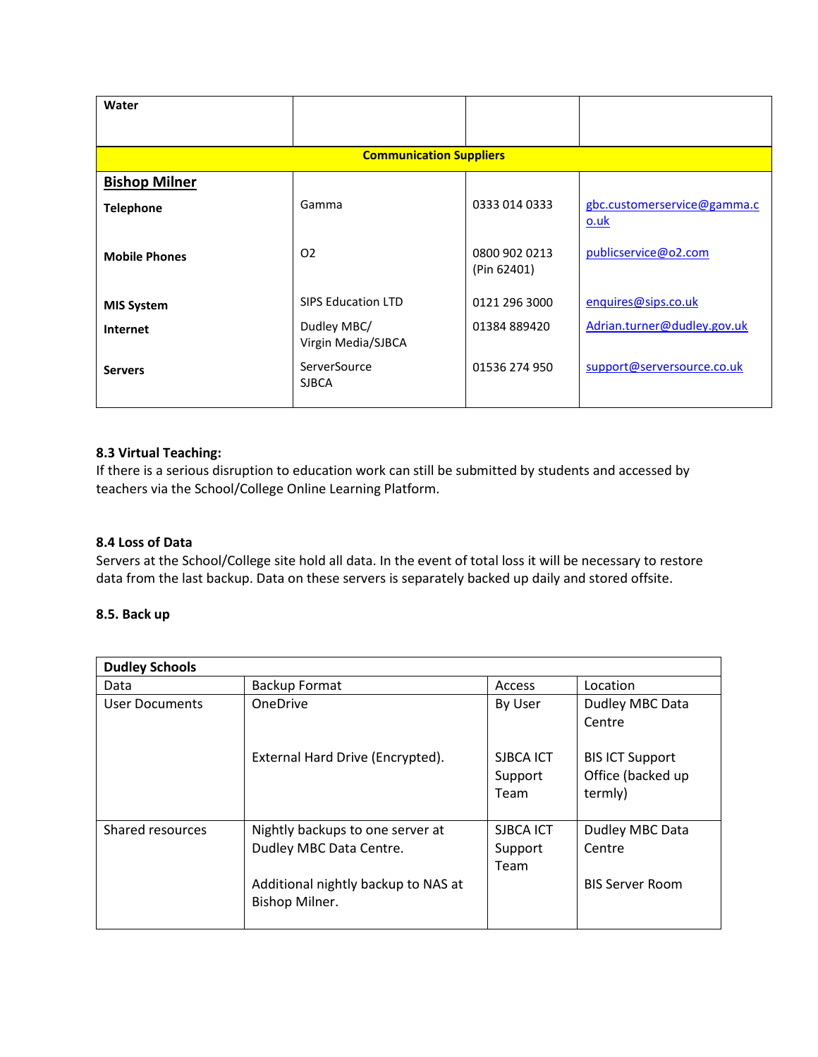| Water | | | |
|---|---|---|---|
| **Communication Suppliers** | | | |
| **Bishop Milner** | | | |
| **Telephone** | Gamma | 0333 014 0333 | gbc.customerservice@gamma.co.uk |
| **Mobile Phones** | O2 | 0800 902 0213 (Pin 62401) | publicservice@o2.com |
| **MIS System** | SIPS Education LTD | 0121 296 3000 | enquires@sips.co.uk |
| **Internet** | Dudley MBC/ Virgin Media/SJBCA | 01384 889420 | Adrian.turner@dudley.gov.uk |
| **Servers** | ServerSource SJBCA | 01536 274 950 | support@serversource.co.uk |

**8.3 Virtual Teaching:**
If there is a serious disruption to education work can still be submitted by students and accessed by teachers via the School/College Online Learning Platform.

**8.4 Loss of Data**
Servers at the School/College site hold all data. In the event of total loss it will be necessary to restore data from the last backup. Data on these servers is separately backed up daily and stored offsite.

**8.5. Back up**

| **Dudley Schools** | | | |
|---|---|---|---|
| Data | Backup Format | Access | Location |
| User Documents | OneDrive<br><br>External Hard Drive (Encrypted). | By User<br><br>SJBCA ICT Support Team | Dudley MBC Data Centre<br><br>BIS ICT Support Office (backed up termly) |
| Shared resources | Nightly backups to one server at Dudley MBC Data Centre.<br><br>Additional nightly backup to NAS at Bishop Milner. | SJBCA ICT Support Team | Dudley MBC Data Centre<br><br>BIS Server Room |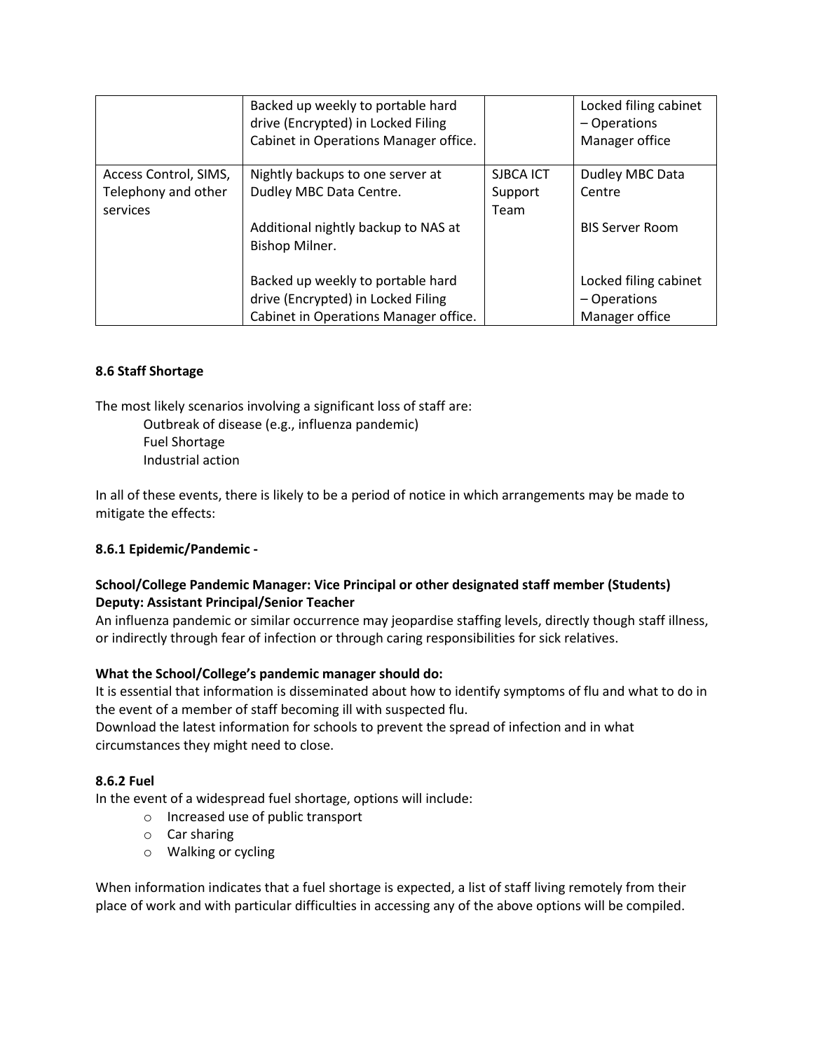|  | Backed up weekly to portable hard drive (Encrypted) in Locked Filing Cabinet in Operations Manager office. |  | Locked filing cabinet – Operations Manager office |
| --- | --- | --- | --- |
| Access Control, SIMS, Telephony and other services | Nightly backups to one server at Dudley MBC Data Centre.<br><br>Additional nightly backup to NAS at Bishop Milner.<br><br>Backed up weekly to portable hard drive (Encrypted) in Locked Filing Cabinet in Operations Manager office. | SJBCA ICT Support Team | Dudley MBC Data Centre<br><br>BIS Server Room<br><br>Locked filing cabinet – Operations Manager office |

**8.6 Staff Shortage**

The most likely scenarios involving a significant loss of staff are:

Outbreak of disease (e.g., influenza pandemic)
Fuel Shortage
Industrial action

In all of these events, there is likely to be a period of notice in which arrangements may be made to mitigate the effects:

**8.6.1 Epidemic/Pandemic -**

**School/College Pandemic Manager: Vice Principal or other designated staff member (Students)**
**Deputy: Assistant Principal/Senior Teacher**

An influenza pandemic or similar occurrence may jeopardise staffing levels, directly though staff illness, or indirectly through fear of infection or through caring responsibilities for sick relatives.

**What the School/College's pandemic manager should do:**

It is essential that information is disseminated about how to identify symptoms of flu and what to do in the event of a member of staff becoming ill with suspected flu.

Download the latest information for schools to prevent the spread of infection and in what circumstances they might need to close.

**8.6.2 Fuel**

In the event of a widespread fuel shortage, options will include:

- Increased use of public transport
- Car sharing
- Walking or cycling

When information indicates that a fuel shortage is expected, a list of staff living remotely from their place of work and with particular difficulties in accessing any of the above options will be compiled.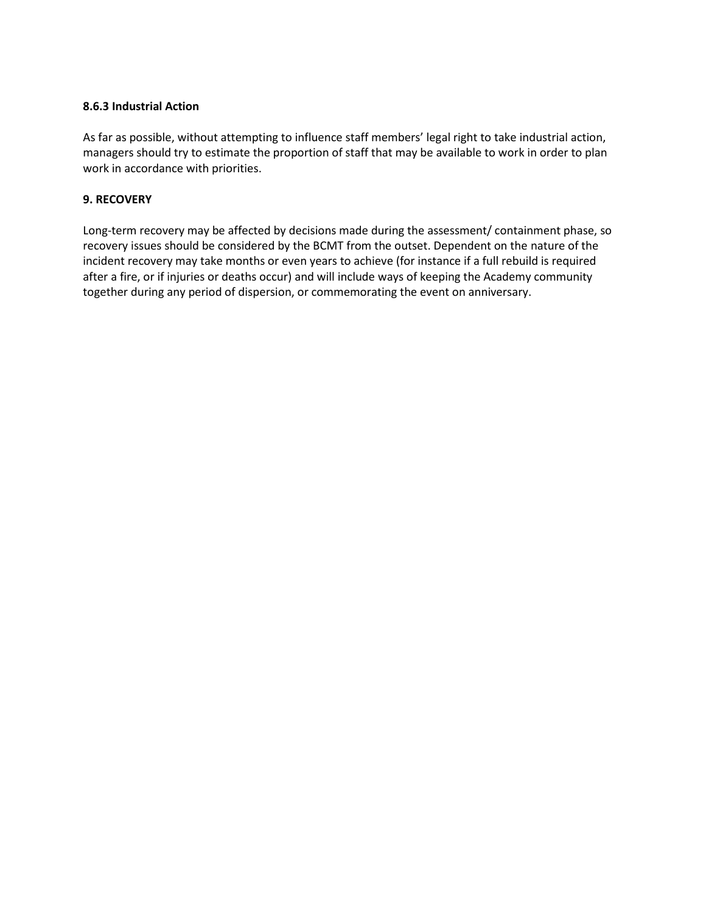#### 8.6.3 Industrial Action

As far as possible, without attempting to influence staff members' legal right to take industrial action, managers should try to estimate the proportion of staff that may be available to work in order to plan work in accordance with priorities.

## 9. RECOVERY

Long-term recovery may be affected by decisions made during the assessment/ containment phase, so recovery issues should be considered by the BCMT from the outset. Dependent on the nature of the incident recovery may take months or even years to achieve (for instance if a full rebuild is required after a fire, or if injuries or deaths occur) and will include ways of keeping the Academy community together during any period of dispersion, or commemorating the event on anniversary.